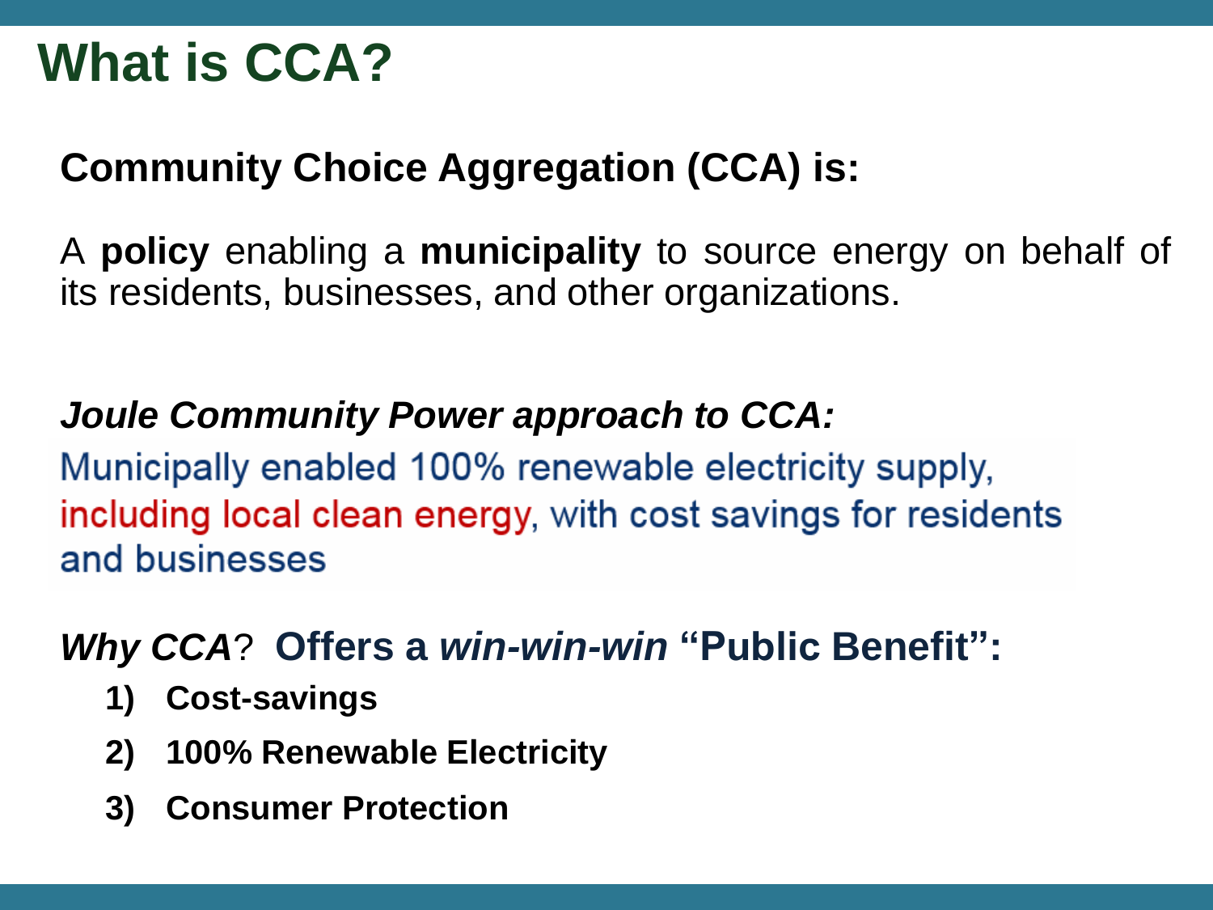# What is CCA?

**Community Choice Aggregation (CCA) is:**

A **policy** enabling a **municipality** to source energy on behalf of its residents, businesses, and other organizations.

***Joule Community Power approach to CCA:***

Municipally enabled 100% renewable electricity supply, including local clean energy, with cost savings for residents and businesses

***Why CCA*? Offers a *win-win-win* "Public Benefit":**

1) **Cost-savings**
2) **100% Renewable Electricity**
3) **Consumer Protection**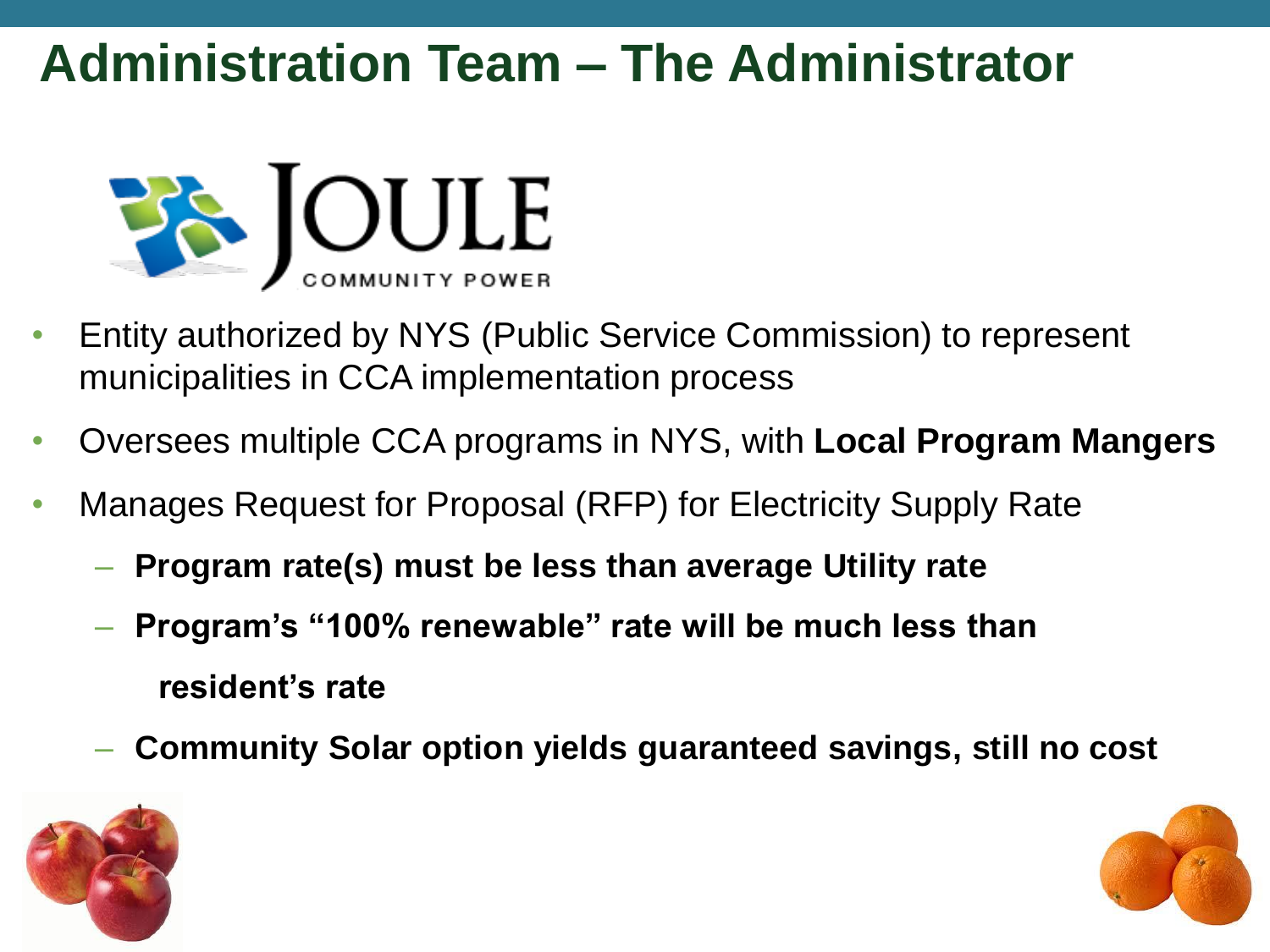# Administration Team – The Administrator

JOULE
COMMUNITY POWER

- Entity authorized by NYS (Public Service Commission) to represent municipalities in CCA implementation process
- Oversees multiple CCA programs in NYS, with **Local Program Mangers**
- Manages Request for Proposal (RFP) for Electricity Supply Rate
  - **Program rate(s) must be less than average Utility rate**
  - **Program's "100% renewable" rate will be much less than resident's rate**
  - **Community Solar option yields guaranteed savings, still no cost**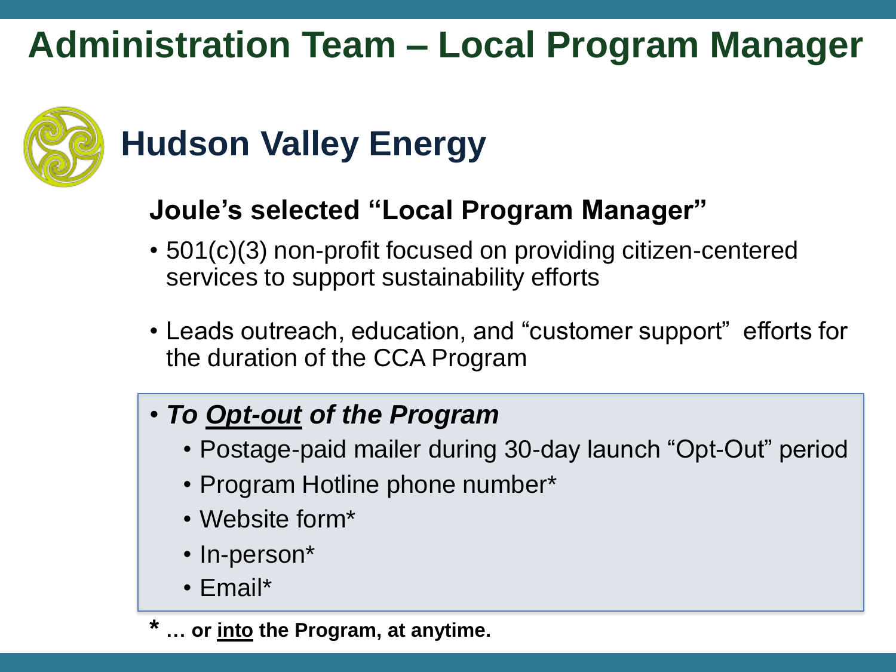# Administration Team – Local Program Manager

## Hudson Valley Energy

### Joule's selected "Local Program Manager"

- 501(c)(3) non-profit focused on providing citizen-centered services to support sustainability efforts
- Leads outreach, education, and "customer support" efforts for the duration of the CCA Program

- ***To Opt-out of the Program***
  - Postage-paid mailer during 30-day launch "Opt-Out" period
  - Program Hotline phone number*
  - Website form*
  - In-person*
  - Email*

**\* … or into the Program, at anytime.**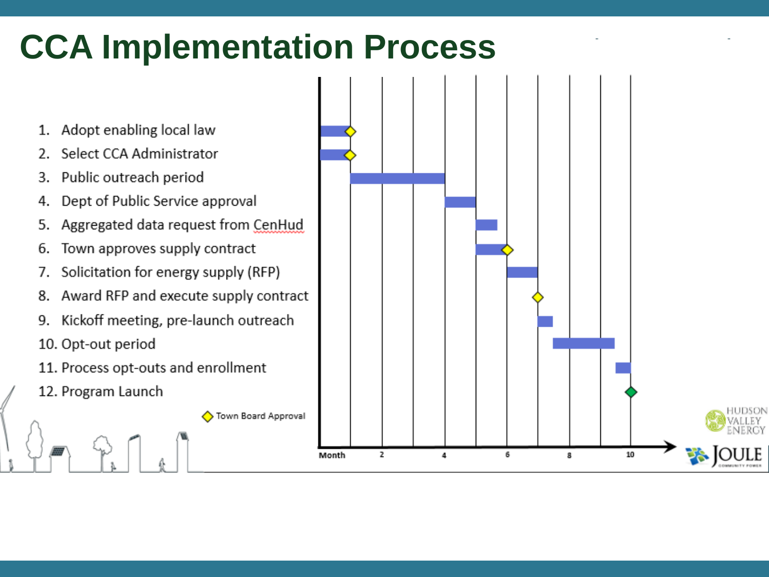# CCA Implementation Process

1. Adopt enabling local law
2. Select CCA Administrator
3. Public outreach period
4. Dept of Public Service approval
5. Aggregated data request from CenHud
6. Town approves supply contract
7. Solicitation for energy supply (RFP)
8. Award RFP and execute supply contract
9. Kickoff meeting, pre-launch outreach
10. Opt-out period
11. Process opt-outs and enrollment
12. Program Launch

◇ Town Board Approval

Month 2 4 6 8 10

HUDSON VALLEY ENERGY

JOULE COMMUNITY POWER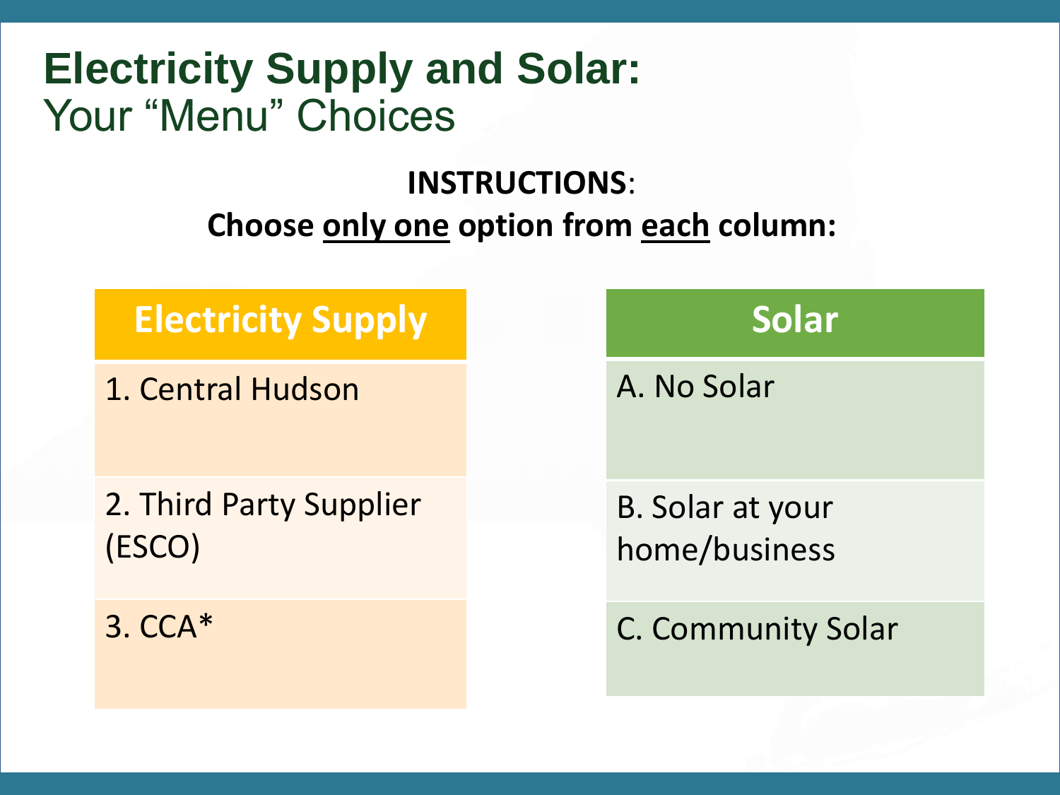# Electricity Supply and Solar:
## Your "Menu" Choices

**INSTRUCTIONS**:

**Choose <u>only one</u> option from <u>each</u> column:**

| Electricity Supply | Solar |
|---|---|
| 1. Central Hudson | A. No Solar |
| 2. Third Party Supplier (ESCO) | B. Solar at your home/business |
| 3. CCA* | C. Community Solar |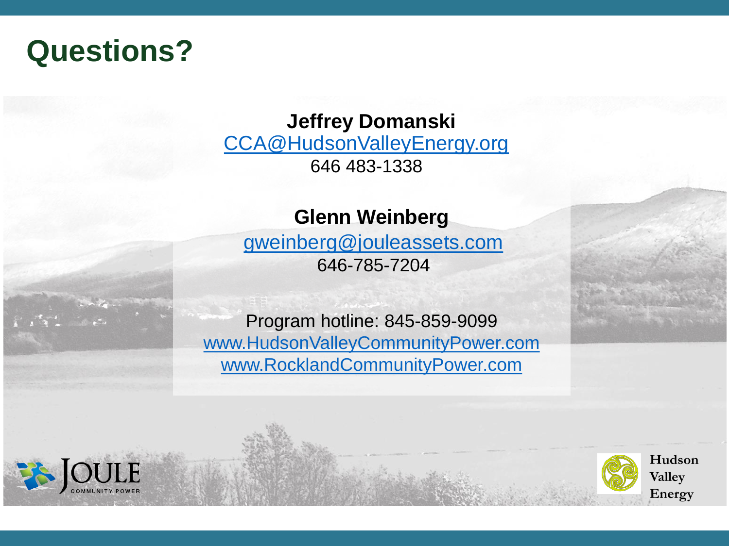# Questions?

**Jeffrey Domanski**
CCA@HudsonValleyEnergy.org
646 483-1338

**Glenn Weinberg**
gweinberg@jouleassets.com
646-785-7204

Program hotline: 845-859-9099
www.HudsonValleyCommunityPower.com
www.RocklandCommunityPower.com

JOULE COMMUNITY POWER

Hudson Valley Energy